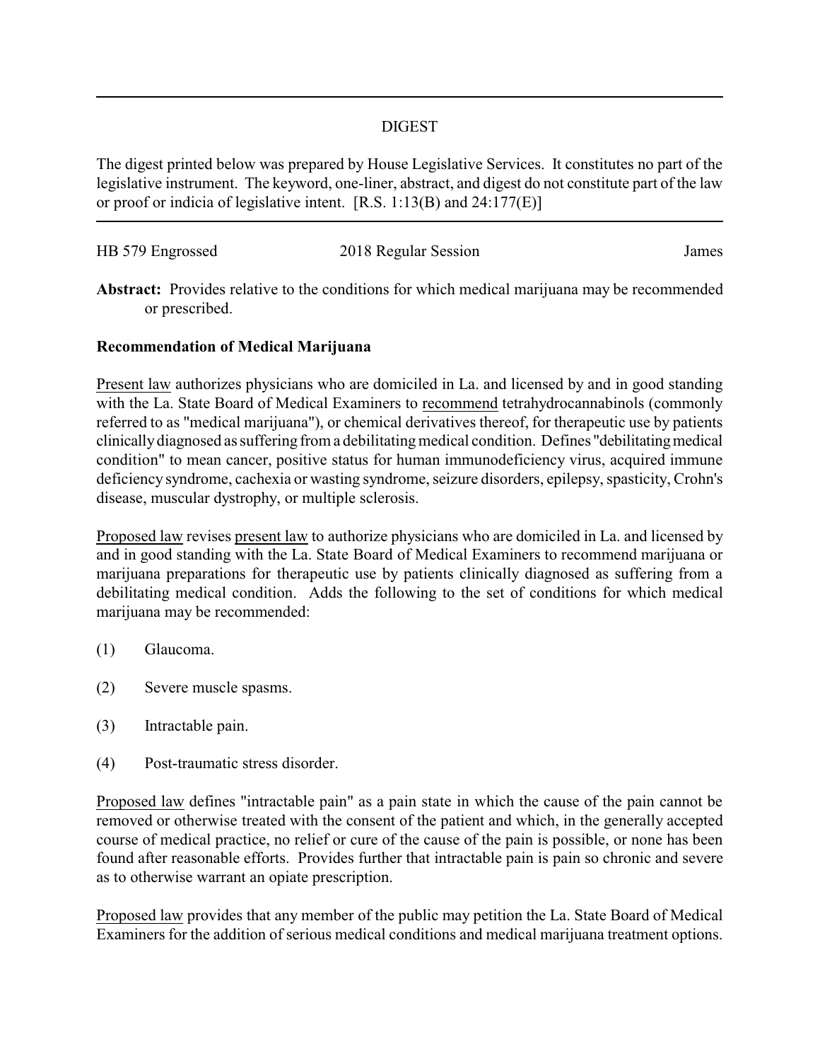# DIGEST

The digest printed below was prepared by House Legislative Services. It constitutes no part of the legislative instrument. The keyword, one-liner, abstract, and digest do not constitute part of the law or proof or indicia of legislative intent. [R.S. 1:13(B) and 24:177(E)]

HB 579 Engrossed | 2018 Regular Session | James

**Abstract:** Provides relative to the conditions for which medical marijuana may be recommended or prescribed.

## Recommendation of Medical Marijuana

Present law authorizes physicians who are domiciled in La. and licensed by and in good standing with the La. State Board of Medical Examiners to recommend tetrahydrocannabinols (commonly referred to as "medical marijuana"), or chemical derivatives thereof, for therapeutic use by patients clinically diagnosed as suffering from a debilitating medical condition. Defines "debilitating medical condition" to mean cancer, positive status for human immunodeficiency virus, acquired immune deficiency syndrome, cachexia or wasting syndrome, seizure disorders, epilepsy, spasticity, Crohn's disease, muscular dystrophy, or multiple sclerosis.

Proposed law revises present law to authorize physicians who are domiciled in La. and licensed by and in good standing with the La. State Board of Medical Examiners to recommend marijuana or marijuana preparations for therapeutic use by patients clinically diagnosed as suffering from a debilitating medical condition. Adds the following to the set of conditions for which medical marijuana may be recommended:

(1) Glaucoma.

(2) Severe muscle spasms.

(3) Intractable pain.

(4) Post-traumatic stress disorder.

Proposed law defines "intractable pain" as a pain state in which the cause of the pain cannot be removed or otherwise treated with the consent of the patient and which, in the generally accepted course of medical practice, no relief or cure of the cause of the pain is possible, or none has been found after reasonable efforts. Provides further that intractable pain is pain so chronic and severe as to otherwise warrant an opiate prescription.

Proposed law provides that any member of the public may petition the La. State Board of Medical Examiners for the addition of serious medical conditions and medical marijuana treatment options.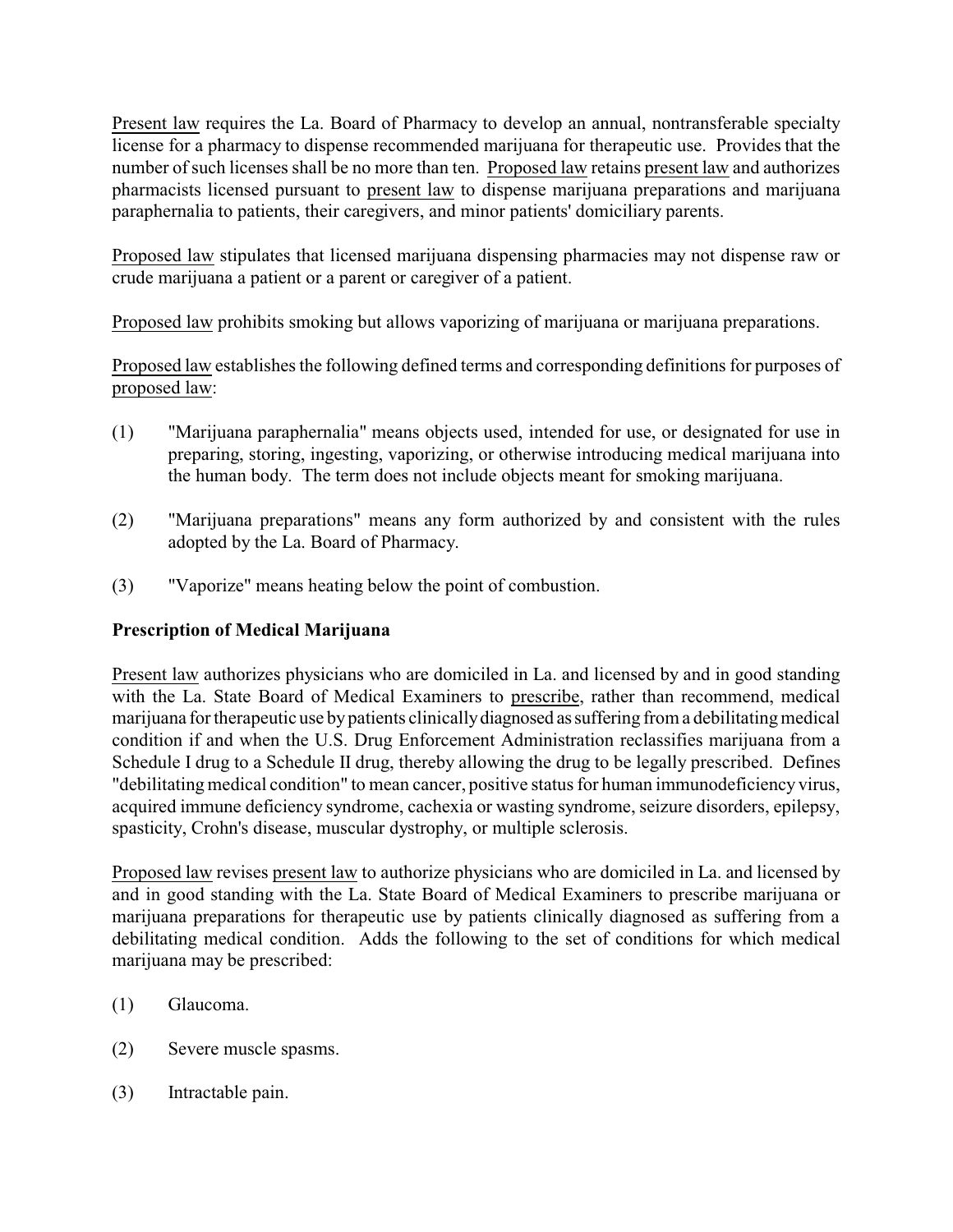Present law requires the La. Board of Pharmacy to develop an annual, nontransferable specialty license for a pharmacy to dispense recommended marijuana for therapeutic use. Provides that the number of such licenses shall be no more than ten. Proposed law retains present law and authorizes pharmacists licensed pursuant to present law to dispense marijuana preparations and marijuana paraphernalia to patients, their caregivers, and minor patients' domiciliary parents.

Proposed law stipulates that licensed marijuana dispensing pharmacies may not dispense raw or crude marijuana a patient or a parent or caregiver of a patient.

Proposed law prohibits smoking but allows vaporizing of marijuana or marijuana preparations.

Proposed law establishes the following defined terms and corresponding definitions for purposes of proposed law:

(1) "Marijuana paraphernalia" means objects used, intended for use, or designated for use in preparing, storing, ingesting, vaporizing, or otherwise introducing medical marijuana into the human body. The term does not include objects meant for smoking marijuana.

(2) "Marijuana preparations" means any form authorized by and consistent with the rules adopted by the La. Board of Pharmacy.

(3) "Vaporize" means heating below the point of combustion.

**Prescription of Medical Marijuana**

Present law authorizes physicians who are domiciled in La. and licensed by and in good standing with the La. State Board of Medical Examiners to prescribe, rather than recommend, medical marijuana for therapeutic use by patients clinically diagnosed as suffering from a debilitating medical condition if and when the U.S. Drug Enforcement Administration reclassifies marijuana from a Schedule I drug to a Schedule II drug, thereby allowing the drug to be legally prescribed. Defines "debilitating medical condition" to mean cancer, positive status for human immunodeficiency virus, acquired immune deficiency syndrome, cachexia or wasting syndrome, seizure disorders, epilepsy, spasticity, Crohn's disease, muscular dystrophy, or multiple sclerosis.

Proposed law revises present law to authorize physicians who are domiciled in La. and licensed by and in good standing with the La. State Board of Medical Examiners to prescribe marijuana or marijuana preparations for therapeutic use by patients clinically diagnosed as suffering from a debilitating medical condition. Adds the following to the set of conditions for which medical marijuana may be prescribed:

(1) Glaucoma.

(2) Severe muscle spasms.

(3) Intractable pain.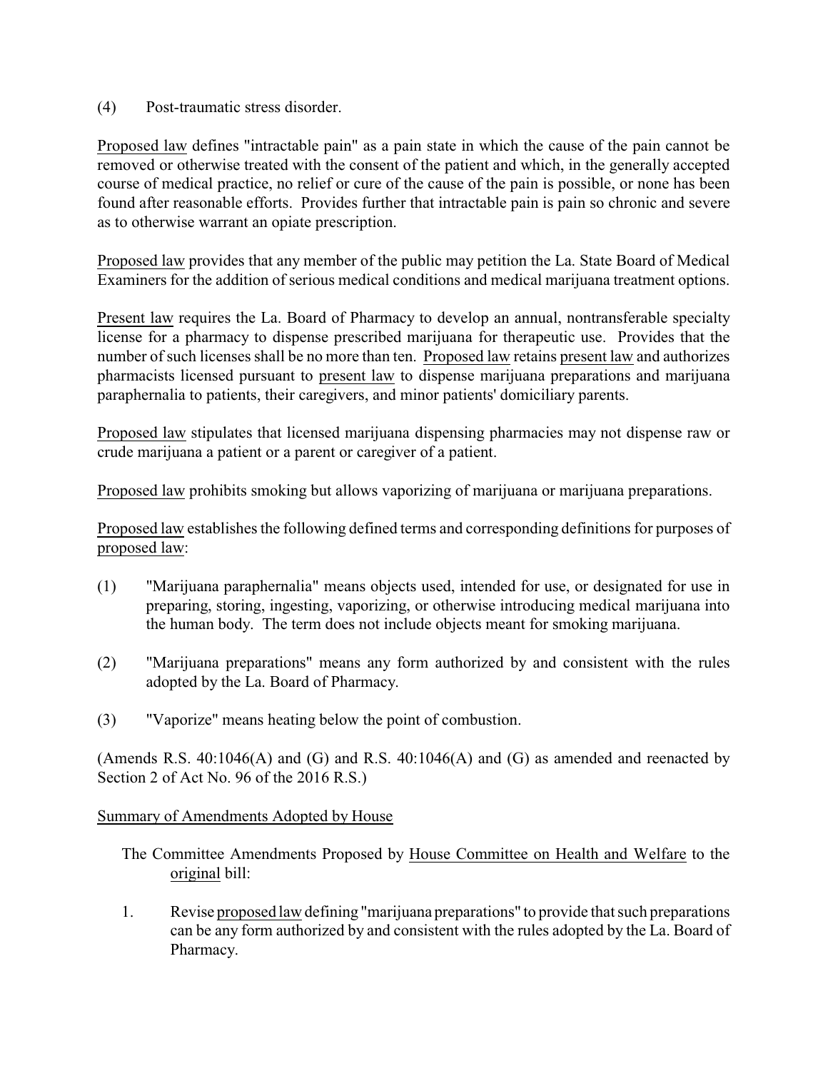(4) Post-traumatic stress disorder.

Proposed law defines "intractable pain" as a pain state in which the cause of the pain cannot be removed or otherwise treated with the consent of the patient and which, in the generally accepted course of medical practice, no relief or cure of the cause of the pain is possible, or none has been found after reasonable efforts. Provides further that intractable pain is pain so chronic and severe as to otherwise warrant an opiate prescription.

Proposed law provides that any member of the public may petition the La. State Board of Medical Examiners for the addition of serious medical conditions and medical marijuana treatment options.

Present law requires the La. Board of Pharmacy to develop an annual, nontransferable specialty license for a pharmacy to dispense prescribed marijuana for therapeutic use. Provides that the number of such licenses shall be no more than ten. Proposed law retains present law and authorizes pharmacists licensed pursuant to present law to dispense marijuana preparations and marijuana paraphernalia to patients, their caregivers, and minor patients' domiciliary parents.

Proposed law stipulates that licensed marijuana dispensing pharmacies may not dispense raw or crude marijuana a patient or a parent or caregiver of a patient.

Proposed law prohibits smoking but allows vaporizing of marijuana or marijuana preparations.

Proposed law establishes the following defined terms and corresponding definitions for purposes of proposed law:

(1) "Marijuana paraphernalia" means objects used, intended for use, or designated for use in preparing, storing, ingesting, vaporizing, or otherwise introducing medical marijuana into the human body. The term does not include objects meant for smoking marijuana.

(2) "Marijuana preparations" means any form authorized by and consistent with the rules adopted by the La. Board of Pharmacy.

(3) "Vaporize" means heating below the point of combustion.

(Amends R.S. 40:1046(A) and (G) and R.S. 40:1046(A) and (G) as amended and reenacted by Section 2 of Act No. 96 of the 2016 R.S.)

Summary of Amendments Adopted by House

The Committee Amendments Proposed by House Committee on Health and Welfare to the original bill:

1. Revise proposed law defining "marijuana preparations" to provide that such preparations can be any form authorized by and consistent with the rules adopted by the La. Board of Pharmacy.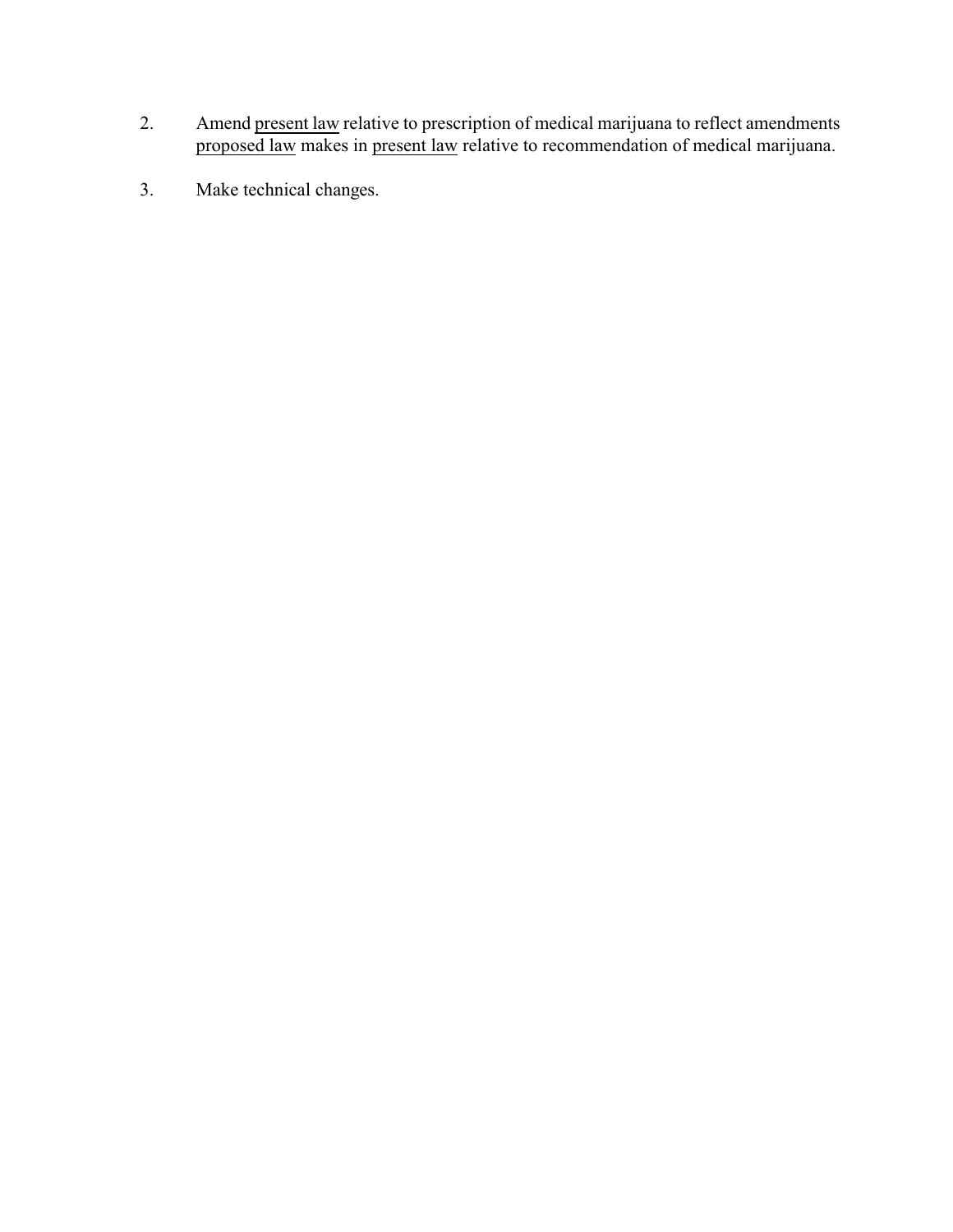2. Amend present law relative to prescription of medical marijuana to reflect amendments proposed law makes in present law relative to recommendation of medical marijuana.

3. Make technical changes.